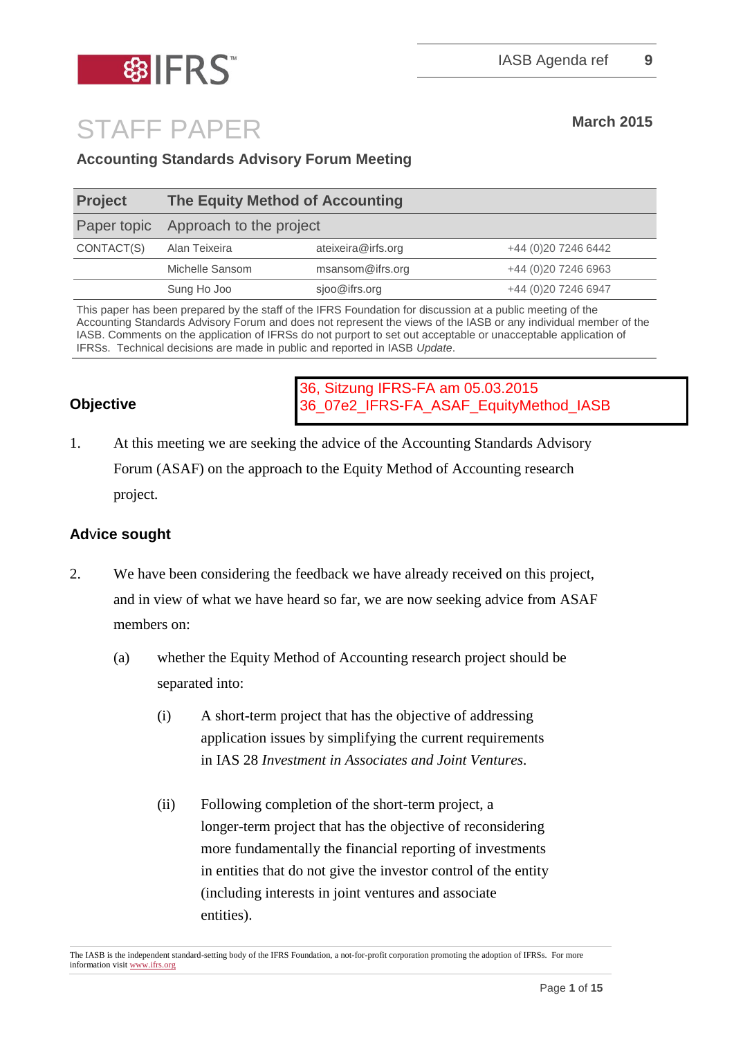IFRS

IASB Agenda ref 9

# STAFF PAPER

March 2015

## Accounting Standards Advisory Forum Meeting

| Project | The Equity Method of Accounting | | |
|---|---|---|---|
| Paper topic | Approach to the project | | |
| CONTACT(S) | Alan Teixeira | ateixeira@irfs.org | +44 (0)20 7246 6442 |
| | Michelle Sansom | msansom@ifrs.org | +44 (0)20 7246 6963 |
| | Sung Ho Joo | sjoo@ifrs.org | +44 (0)20 7246 6947 |

This paper has been prepared by the staff of the IFRS Foundation for discussion at a public meeting of the Accounting Standards Advisory Forum and does not represent the views of the IASB or any individual member of the IASB. Comments on the application of IFRSs do not purport to set out acceptable or unacceptable application of IFRSs. Technical decisions are made in public and reported in IASB *Update*.

36, Sitzung IFRS-FA am 05.03.2015
36_07e2_IFRS-FA_ASAF_EquityMethod_IASB

## Objective

1. At this meeting we are seeking the advice of the Accounting Standards Advisory Forum (ASAF) on the approach to the Equity Method of Accounting research project.

## Advice sought

2. We have been considering the feedback we have already received on this project, and in view of what we have heard so far, we are now seeking advice from ASAF members on:

   (a) whether the Equity Method of Accounting research project should be separated into:

      (i) A short-term project that has the objective of addressing application issues by simplifying the current requirements in IAS 28 *Investment in Associates and Joint Ventures*.

      (ii) Following completion of the short-term project, a longer-term project that has the objective of reconsidering more fundamentally the financial reporting of investments in entities that do not give the investor control of the entity (including interests in joint ventures and associate entities).

The IASB is the independent standard-setting body of the IFRS Foundation, a not-for-profit corporation promoting the adoption of IFRSs. For more information visit www.ifrs.org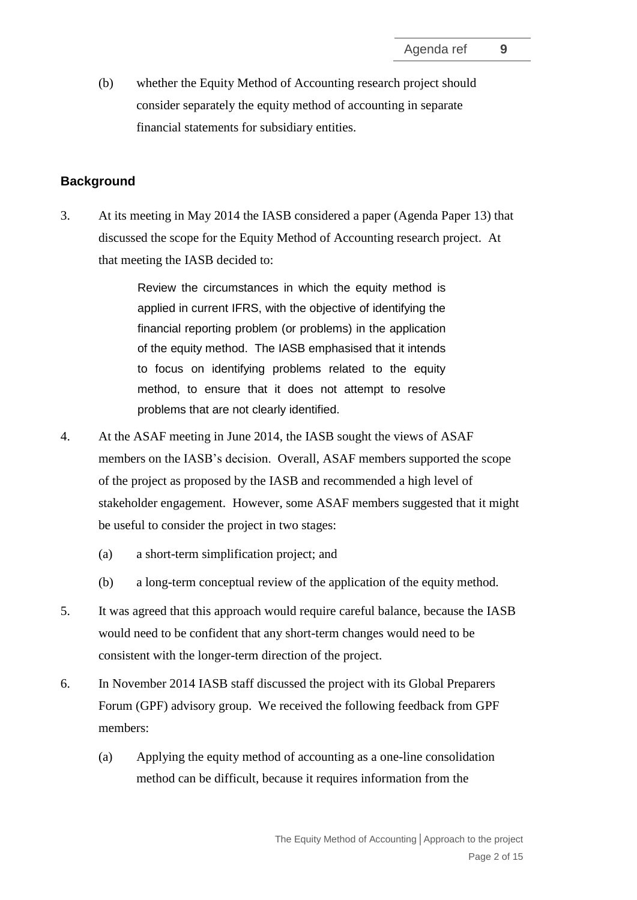(b) whether the Equity Method of Accounting research project should consider separately the equity method of accounting in separate financial statements for subsidiary entities.

## Background

3. At its meeting in May 2014 the IASB considered a paper (Agenda Paper 13) that discussed the scope for the Equity Method of Accounting research project. At that meeting the IASB decided to:

> Review the circumstances in which the equity method is applied in current IFRS, with the objective of identifying the financial reporting problem (or problems) in the application of the equity method. The IASB emphasised that it intends to focus on identifying problems related to the equity method, to ensure that it does not attempt to resolve problems that are not clearly identified.

4. At the ASAF meeting in June 2014, the IASB sought the views of ASAF members on the IASB's decision. Overall, ASAF members supported the scope of the project as proposed by the IASB and recommended a high level of stakeholder engagement. However, some ASAF members suggested that it might be useful to consider the project in two stages:

   (a) a short-term simplification project; and

   (b) a long-term conceptual review of the application of the equity method.

5. It was agreed that this approach would require careful balance, because the IASB would need to be confident that any short-term changes would need to be consistent with the longer-term direction of the project.

6. In November 2014 IASB staff discussed the project with its Global Preparers Forum (GPF) advisory group. We received the following feedback from GPF members:

   (a) Applying the equity method of accounting as a one-line consolidation method can be difficult, because it requires information from the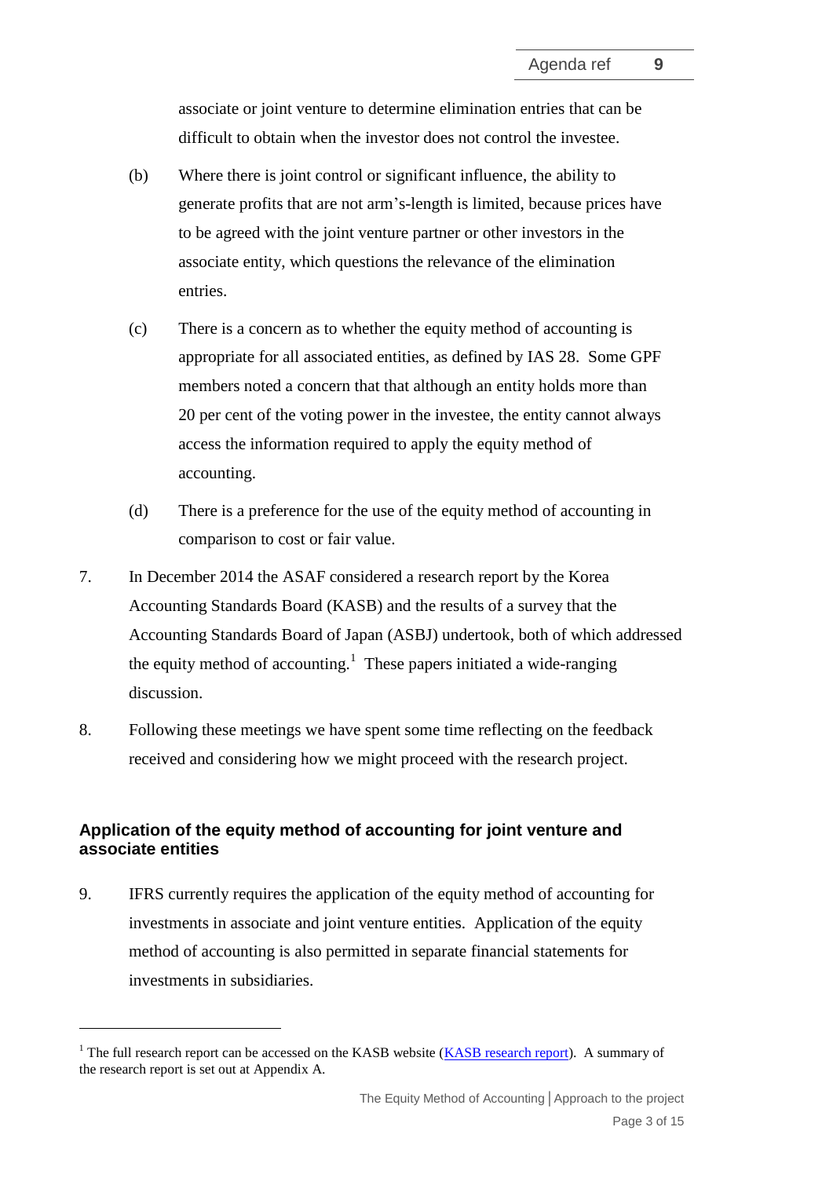associate or joint venture to determine elimination entries that can be difficult to obtain when the investor does not control the investee.

(b) Where there is joint control or significant influence, the ability to generate profits that are not arm's-length is limited, because prices have to be agreed with the joint venture partner or other investors in the associate entity, which questions the relevance of the elimination entries.

(c) There is a concern as to whether the equity method of accounting is appropriate for all associated entities, as defined by IAS 28. Some GPF members noted a concern that that although an entity holds more than 20 per cent of the voting power in the investee, the entity cannot always access the information required to apply the equity method of accounting.

(d) There is a preference for the use of the equity method of accounting in comparison to cost or fair value.

7. In December 2014 the ASAF considered a research report by the Korea Accounting Standards Board (KASB) and the results of a survey that the Accounting Standards Board of Japan (ASBJ) undertook, both of which addressed the equity method of accounting.[1] These papers initiated a wide-ranging discussion.

8. Following these meetings we have spent some time reflecting on the feedback received and considering how we might proceed with the research project.

## Application of the equity method of accounting for joint venture and associate entities

9. IFRS currently requires the application of the equity method of accounting for investments in associate and joint venture entities. Application of the equity method of accounting is also permitted in separate financial statements for investments in subsidiaries.

---

[1] The full research report can be accessed on the KASB website (KASB research report). A summary of the research report is set out at Appendix A.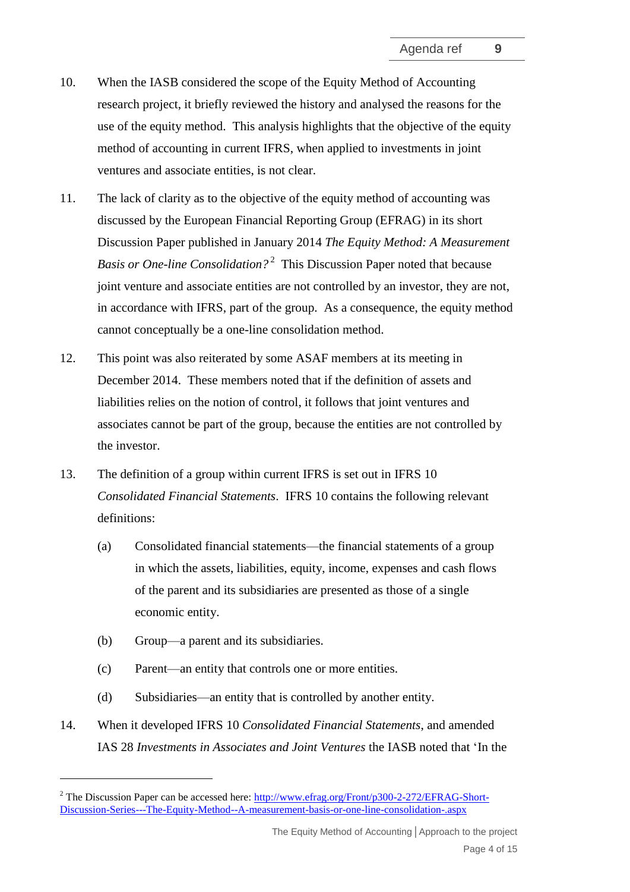10. When the IASB considered the scope of the Equity Method of Accounting research project, it briefly reviewed the history and analysed the reasons for the use of the equity method. This analysis highlights that the objective of the equity method of accounting in current IFRS, when applied to investments in joint ventures and associate entities, is not clear.

11. The lack of clarity as to the objective of the equity method of accounting was discussed by the European Financial Reporting Group (EFRAG) in its short Discussion Paper published in January 2014 *The Equity Method: A Measurement Basis or One-line Consolidation?*[2] This Discussion Paper noted that because joint venture and associate entities are not controlled by an investor, they are not, in accordance with IFRS, part of the group. As a consequence, the equity method cannot conceptually be a one-line consolidation method.

12. This point was also reiterated by some ASAF members at its meeting in December 2014. These members noted that if the definition of assets and liabilities relies on the notion of control, it follows that joint ventures and associates cannot be part of the group, because the entities are not controlled by the investor.

13. The definition of a group within current IFRS is set out in IFRS 10 *Consolidated Financial Statements*. IFRS 10 contains the following relevant definitions:

    (a) Consolidated financial statements—the financial statements of a group in which the assets, liabilities, equity, income, expenses and cash flows of the parent and its subsidiaries are presented as those of a single economic entity.

    (b) Group—a parent and its subsidiaries.

    (c) Parent—an entity that controls one or more entities.

    (d) Subsidiaries—an entity that is controlled by another entity.

14. When it developed IFRS 10 *Consolidated Financial Statements*, and amended IAS 28 *Investments in Associates and Joint Ventures* the IASB noted that 'In the

---

[2] The Discussion Paper can be accessed here: http://www.efrag.org/Front/p300-2-272/EFRAG-Short-Discussion-Series---The-Equity-Method--A-measurement-basis-or-one-line-consolidation-.aspx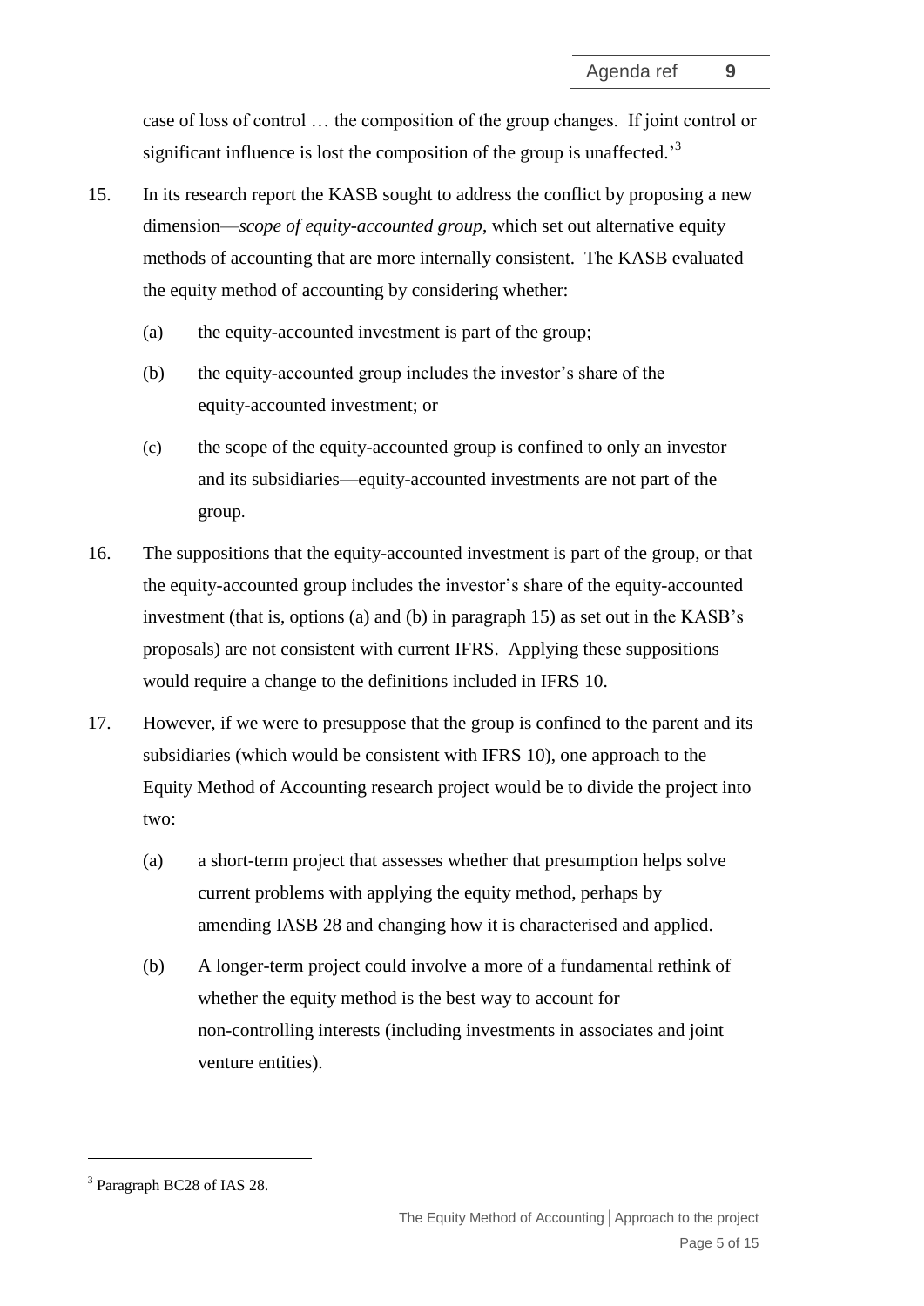case of loss of control … the composition of the group changes. If joint control or significant influence is lost the composition of the group is unaffected.'[3]

15. In its research report the KASB sought to address the conflict by proposing a new dimension—*scope of equity-accounted group*, which set out alternative equity methods of accounting that are more internally consistent. The KASB evaluated the equity method of accounting by considering whether:

    (a) the equity-accounted investment is part of the group;

    (b) the equity-accounted group includes the investor's share of the equity-accounted investment; or

    (c) the scope of the equity-accounted group is confined to only an investor and its subsidiaries—equity-accounted investments are not part of the group.

16. The suppositions that the equity-accounted investment is part of the group, or that the equity-accounted group includes the investor's share of the equity-accounted investment (that is, options (a) and (b) in paragraph 15) as set out in the KASB's proposals) are not consistent with current IFRS. Applying these suppositions would require a change to the definitions included in IFRS 10.

17. However, if we were to presuppose that the group is confined to the parent and its subsidiaries (which would be consistent with IFRS 10), one approach to the Equity Method of Accounting research project would be to divide the project into two:

    (a) a short-term project that assesses whether that presumption helps solve current problems with applying the equity method, perhaps by amending IASB 28 and changing how it is characterised and applied.

    (b) A longer-term project could involve a more of a fundamental rethink of whether the equity method is the best way to account for non-controlling interests (including investments in associates and joint venture entities).

---

[3] Paragraph BC28 of IAS 28.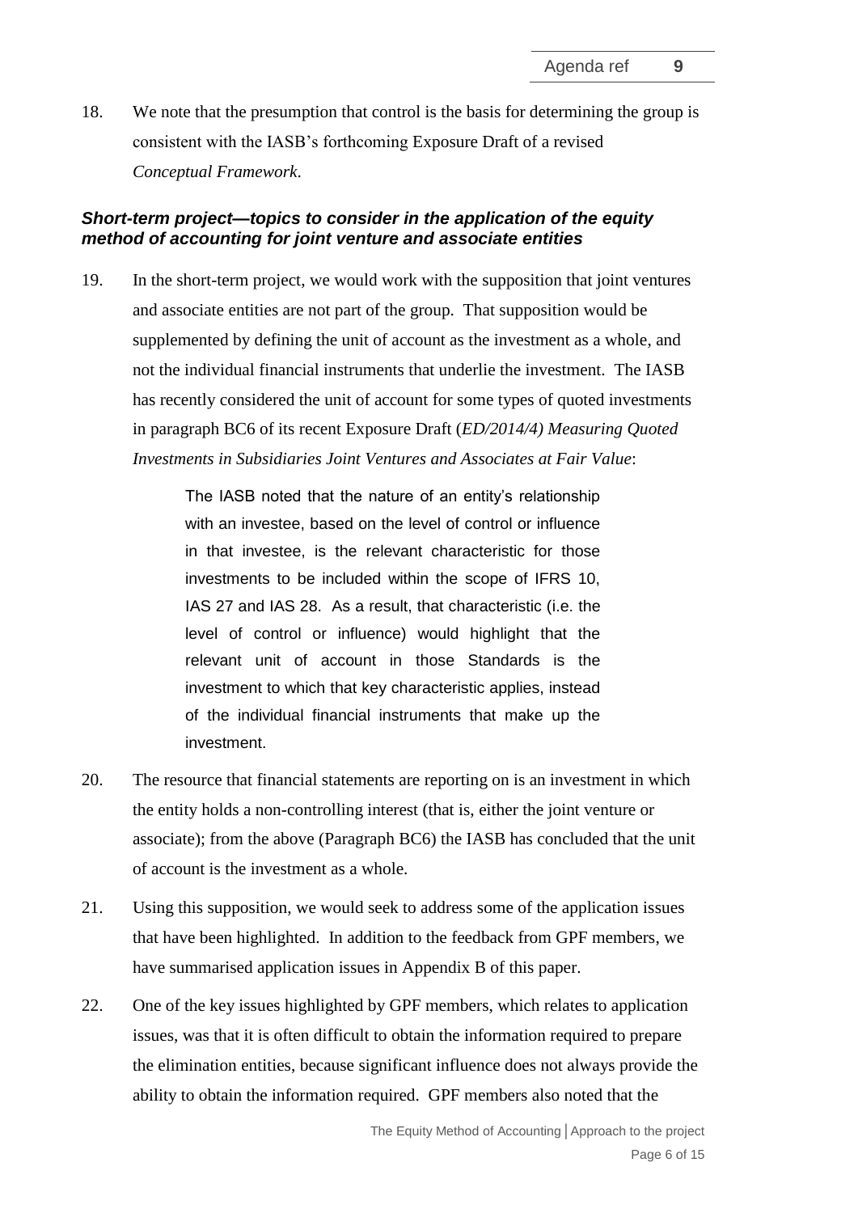18. We note that the presumption that control is the basis for determining the group is consistent with the IASB's forthcoming Exposure Draft of a revised *Conceptual Framework*.

### *Short-term project—topics to consider in the application of the equity method of accounting for joint venture and associate entities*

19. In the short-term project, we would work with the supposition that joint ventures and associate entities are not part of the group. That supposition would be supplemented by defining the unit of account as the investment as a whole, and not the individual financial instruments that underlie the investment. The IASB has recently considered the unit of account for some types of quoted investments in paragraph BC6 of its recent Exposure Draft (*ED/2014/4) Measuring Quoted Investments in Subsidiaries Joint Ventures and Associates at Fair Value*:

    > The IASB noted that the nature of an entity's relationship with an investee, based on the level of control or influence in that investee, is the relevant characteristic for those investments to be included within the scope of IFRS 10, IAS 27 and IAS 28. As a result, that characteristic (i.e. the level of control or influence) would highlight that the relevant unit of account in those Standards is the investment to which that key characteristic applies, instead of the individual financial instruments that make up the investment.

20. The resource that financial statements are reporting on is an investment in which the entity holds a non-controlling interest (that is, either the joint venture or associate); from the above (Paragraph BC6) the IASB has concluded that the unit of account is the investment as a whole.

21. Using this supposition, we would seek to address some of the application issues that have been highlighted. In addition to the feedback from GPF members, we have summarised application issues in Appendix B of this paper.

22. One of the key issues highlighted by GPF members, which relates to application issues, was that it is often difficult to obtain the information required to prepare the elimination entities, because significant influence does not always provide the ability to obtain the information required. GPF members also noted that the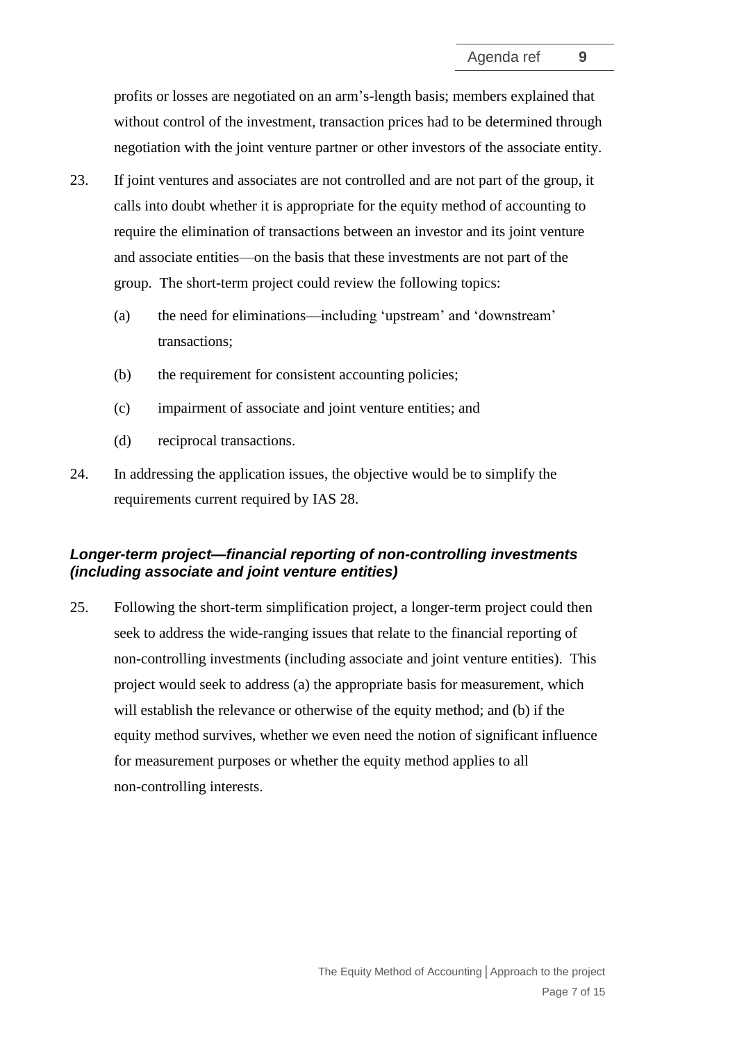profits or losses are negotiated on an arm's-length basis; members explained that without control of the investment, transaction prices had to be determined through negotiation with the joint venture partner or other investors of the associate entity.

23. If joint ventures and associates are not controlled and are not part of the group, it calls into doubt whether it is appropriate for the equity method of accounting to require the elimination of transactions between an investor and its joint venture and associate entities—on the basis that these investments are not part of the group. The short-term project could review the following topics:

    (a) the need for eliminations—including 'upstream' and 'downstream' transactions;

    (b) the requirement for consistent accounting policies;

    (c) impairment of associate and joint venture entities; and

    (d) reciprocal transactions.

24. In addressing the application issues, the objective would be to simplify the requirements current required by IAS 28.

### *Longer-term project—financial reporting of non-controlling investments (including associate and joint venture entities)*

25. Following the short-term simplification project, a longer-term project could then seek to address the wide-ranging issues that relate to the financial reporting of non-controlling investments (including associate and joint venture entities). This project would seek to address (a) the appropriate basis for measurement, which will establish the relevance or otherwise of the equity method; and (b) if the equity method survives, whether we even need the notion of significant influence for measurement purposes or whether the equity method applies to all non-controlling interests.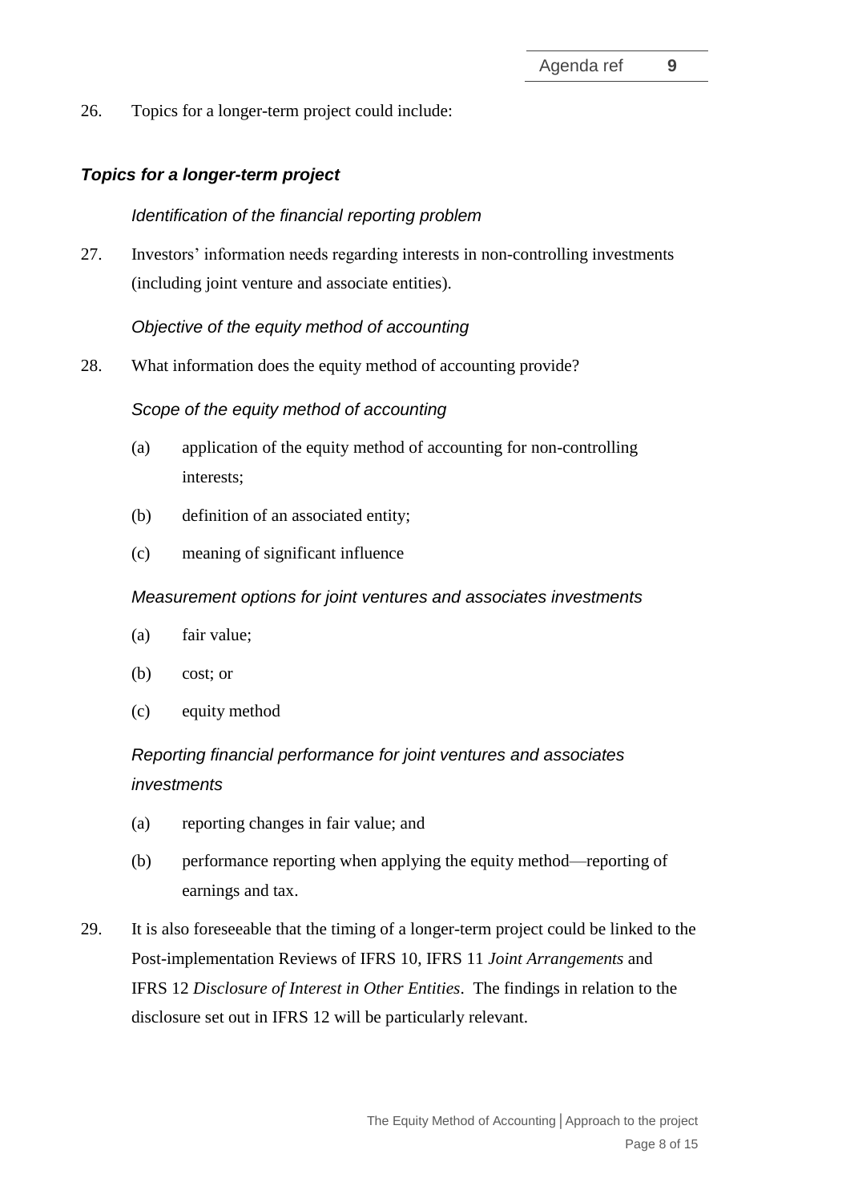26. Topics for a longer-term project could include:

### *Topics for a longer-term project*

*Identification of the financial reporting problem*

27. Investors' information needs regarding interests in non-controlling investments (including joint venture and associate entities).

*Objective of the equity method of accounting*

28. What information does the equity method of accounting provide?

*Scope of the equity method of accounting*

(a) application of the equity method of accounting for non-controlling interests;

(b) definition of an associated entity;

(c) meaning of significant influence

*Measurement options for joint ventures and associates investments*

(a) fair value;

(b) cost; or

(c) equity method

*Reporting financial performance for joint ventures and associates investments*

(a) reporting changes in fair value; and

(b) performance reporting when applying the equity method—reporting of earnings and tax.

29. It is also foreseeable that the timing of a longer-term project could be linked to the Post-implementation Reviews of IFRS 10, IFRS 11 *Joint Arrangements* and IFRS 12 *Disclosure of Interest in Other Entities*. The findings in relation to the disclosure set out in IFRS 12 will be particularly relevant.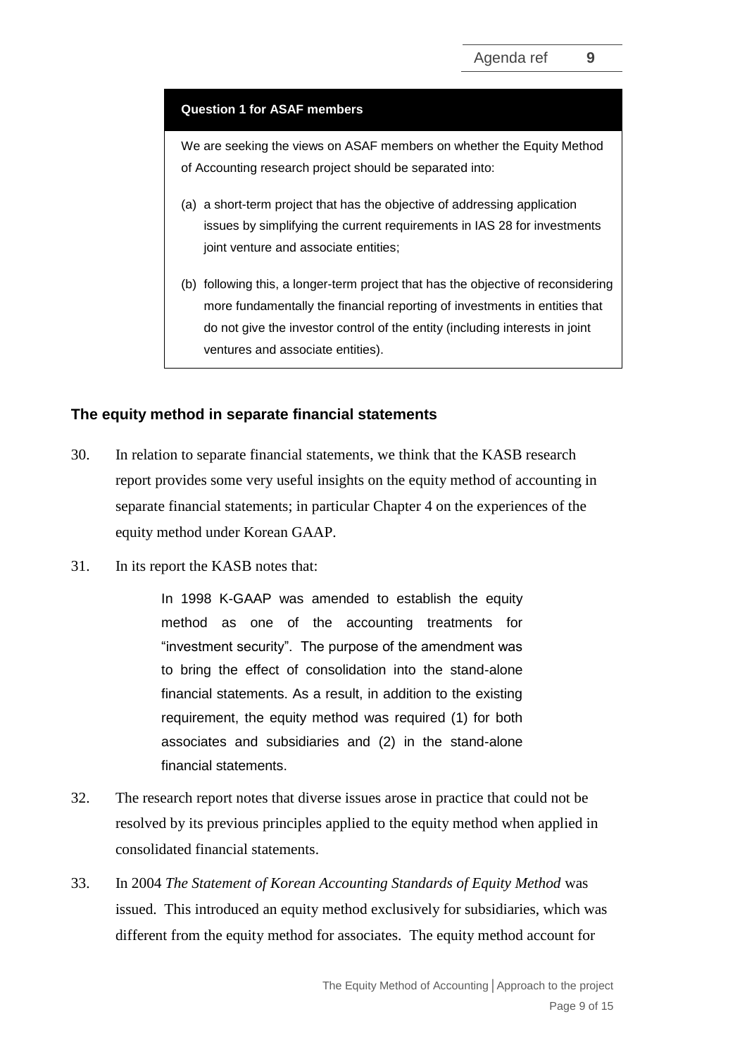> **Question 1 for ASAF members**
>
> We are seeking the views on ASAF members on whether the Equity Method of Accounting research project should be separated into:
>
> (a) a short-term project that has the objective of addressing application issues by simplifying the current requirements in IAS 28 for investments joint venture and associate entities;
>
> (b) following this, a longer-term project that has the objective of reconsidering more fundamentally the financial reporting of investments in entities that do not give the investor control of the entity (including interests in joint ventures and associate entities).

## The equity method in separate financial statements

30. In relation to separate financial statements, we think that the KASB research report provides some very useful insights on the equity method of accounting in separate financial statements; in particular Chapter 4 on the experiences of the equity method under Korean GAAP.

31. In its report the KASB notes that:

> In 1998 K-GAAP was amended to establish the equity method as one of the accounting treatments for "investment security". The purpose of the amendment was to bring the effect of consolidation into the stand-alone financial statements. As a result, in addition to the existing requirement, the equity method was required (1) for both associates and subsidiaries and (2) in the stand-alone financial statements.

32. The research report notes that diverse issues arose in practice that could not be resolved by its previous principles applied to the equity method when applied in consolidated financial statements.

33. In 2004 *The Statement of Korean Accounting Standards of Equity Method* was issued. This introduced an equity method exclusively for subsidiaries, which was different from the equity method for associates. The equity method account for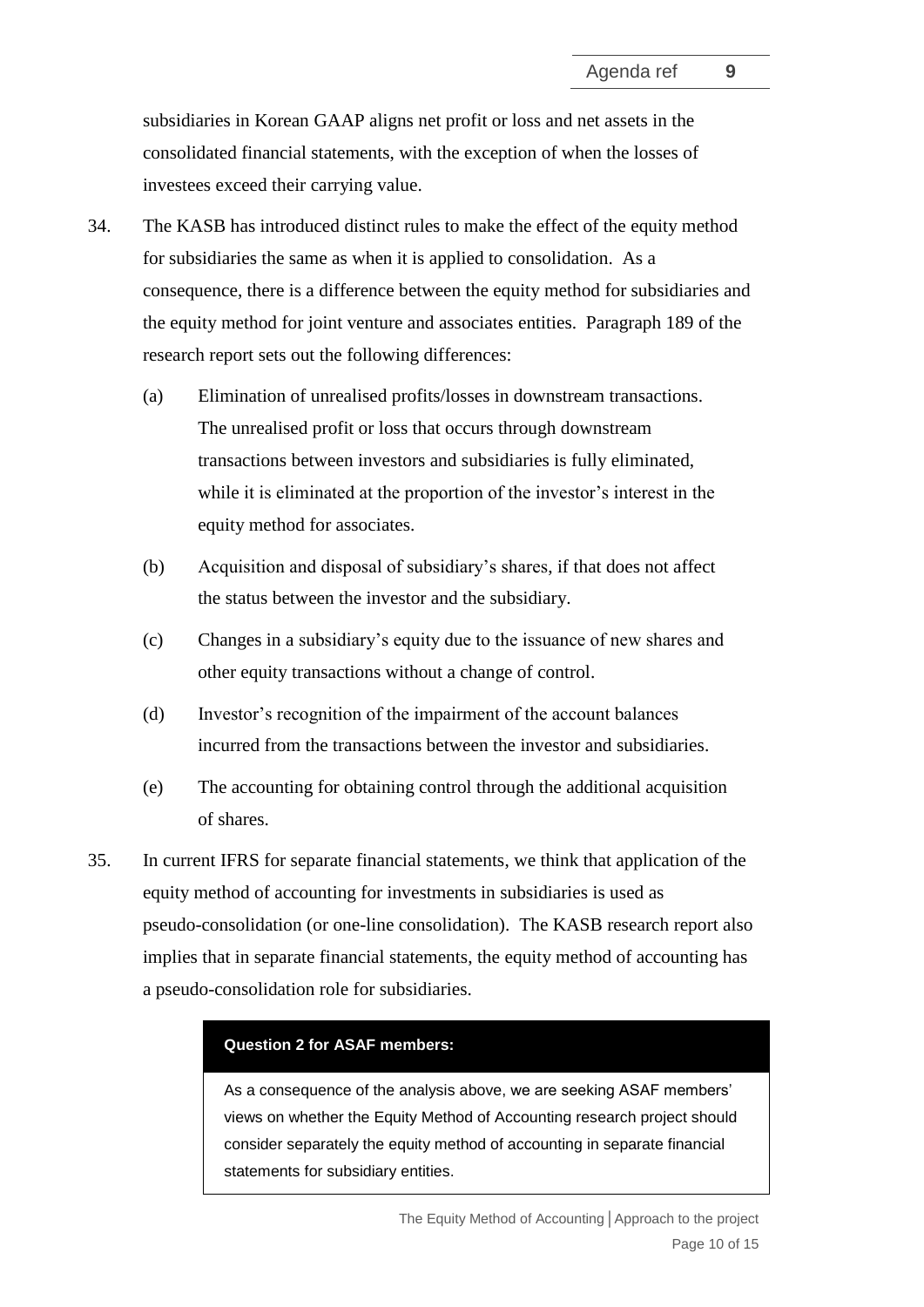subsidiaries in Korean GAAP aligns net profit or loss and net assets in the consolidated financial statements, with the exception of when the losses of investees exceed their carrying value.

34. The KASB has introduced distinct rules to make the effect of the equity method for subsidiaries the same as when it is applied to consolidation. As a consequence, there is a difference between the equity method for subsidiaries and the equity method for joint venture and associates entities. Paragraph 189 of the research report sets out the following differences:

    (a) Elimination of unrealised profits/losses in downstream transactions. The unrealised profit or loss that occurs through downstream transactions between investors and subsidiaries is fully eliminated, while it is eliminated at the proportion of the investor's interest in the equity method for associates.

    (b) Acquisition and disposal of subsidiary's shares, if that does not affect the status between the investor and the subsidiary.

    (c) Changes in a subsidiary's equity due to the issuance of new shares and other equity transactions without a change of control.

    (d) Investor's recognition of the impairment of the account balances incurred from the transactions between the investor and subsidiaries.

    (e) The accounting for obtaining control through the additional acquisition of shares.

35. In current IFRS for separate financial statements, we think that application of the equity method of accounting for investments in subsidiaries is used as pseudo-consolidation (or one-line consolidation). The KASB research report also implies that in separate financial statements, the equity method of accounting has a pseudo-consolidation role for subsidiaries.

> **Question 2 for ASAF members:**
>
> As a consequence of the analysis above, we are seeking ASAF members' views on whether the Equity Method of Accounting research project should consider separately the equity method of accounting in separate financial statements for subsidiary entities.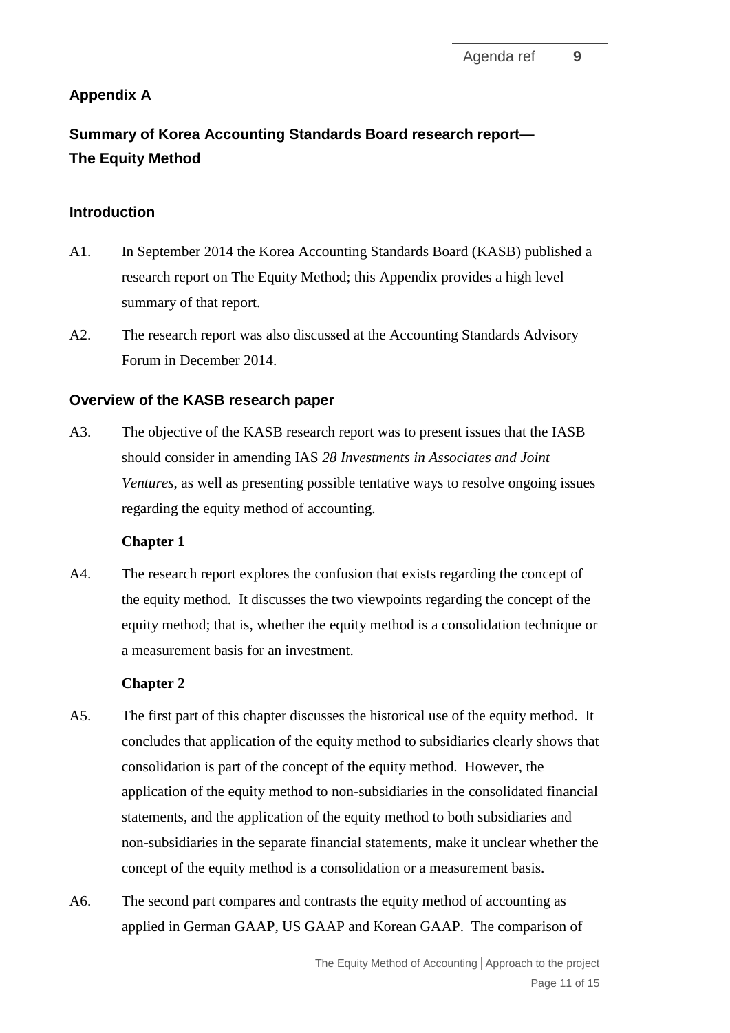## Appendix A

## Summary of Korea Accounting Standards Board research report—The Equity Method

### Introduction

A1. In September 2014 the Korea Accounting Standards Board (KASB) published a research report on The Equity Method; this Appendix provides a high level summary of that report.

A2. The research report was also discussed at the Accounting Standards Advisory Forum in December 2014.

### Overview of the KASB research paper

A3. The objective of the KASB research report was to present issues that the IASB should consider in amending IAS *28 Investments in Associates and Joint Ventures*, as well as presenting possible tentative ways to resolve ongoing issues regarding the equity method of accounting.

**Chapter 1**

A4. The research report explores the confusion that exists regarding the concept of the equity method. It discusses the two viewpoints regarding the concept of the equity method; that is, whether the equity method is a consolidation technique or a measurement basis for an investment.

**Chapter 2**

A5. The first part of this chapter discusses the historical use of the equity method. It concludes that application of the equity method to subsidiaries clearly shows that consolidation is part of the concept of the equity method. However, the application of the equity method to non-subsidiaries in the consolidated financial statements, and the application of the equity method to both subsidiaries and non-subsidiaries in the separate financial statements, make it unclear whether the concept of the equity method is a consolidation or a measurement basis.

A6. The second part compares and contrasts the equity method of accounting as applied in German GAAP, US GAAP and Korean GAAP. The comparison of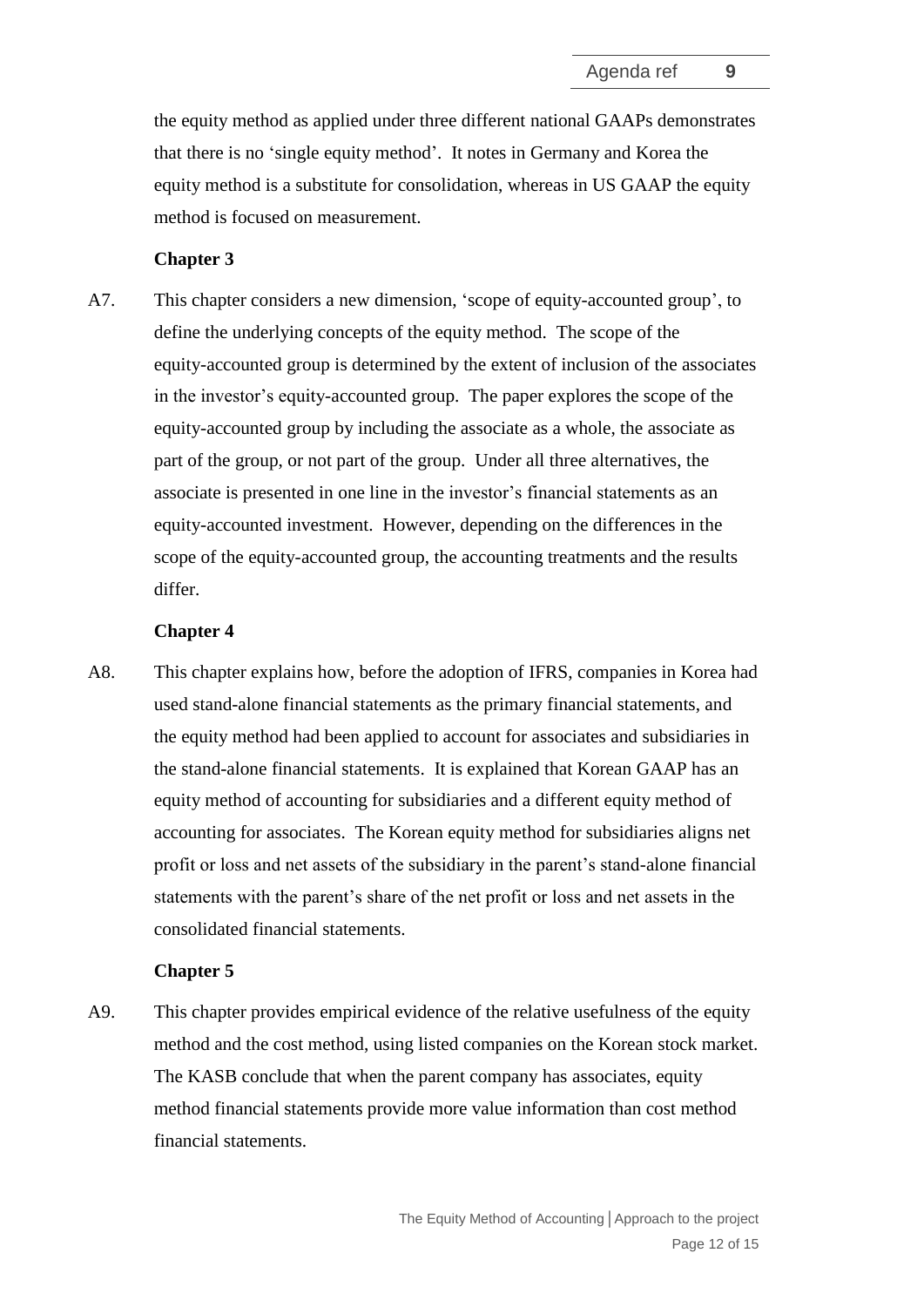the equity method as applied under three different national GAAPs demonstrates that there is no 'single equity method'. It notes in Germany and Korea the equity method is a substitute for consolidation, whereas in US GAAP the equity method is focused on measurement.

**Chapter 3**

A7. This chapter considers a new dimension, 'scope of equity-accounted group', to define the underlying concepts of the equity method. The scope of the equity-accounted group is determined by the extent of inclusion of the associates in the investor's equity-accounted group. The paper explores the scope of the equity-accounted group by including the associate as a whole, the associate as part of the group, or not part of the group. Under all three alternatives, the associate is presented in one line in the investor's financial statements as an equity-accounted investment. However, depending on the differences in the scope of the equity-accounted group, the accounting treatments and the results differ.

**Chapter 4**

A8. This chapter explains how, before the adoption of IFRS, companies in Korea had used stand-alone financial statements as the primary financial statements, and the equity method had been applied to account for associates and subsidiaries in the stand-alone financial statements. It is explained that Korean GAAP has an equity method of accounting for subsidiaries and a different equity method of accounting for associates. The Korean equity method for subsidiaries aligns net profit or loss and net assets of the subsidiary in the parent's stand-alone financial statements with the parent's share of the net profit or loss and net assets in the consolidated financial statements.

**Chapter 5**

A9. This chapter provides empirical evidence of the relative usefulness of the equity method and the cost method, using listed companies on the Korean stock market. The KASB conclude that when the parent company has associates, equity method financial statements provide more value information than cost method financial statements.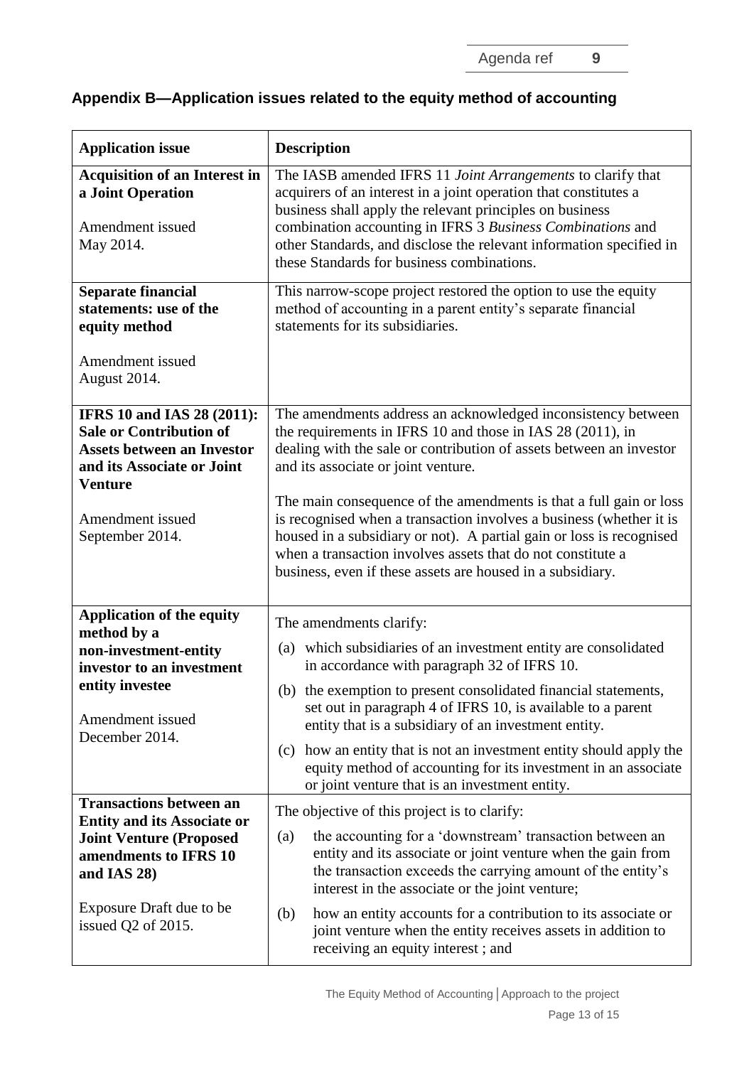## Appendix B—Application issues related to the equity method of accounting

| Application issue | Description |
|---|---|
| **Acquisition of an Interest in a Joint Operation**<br><br>Amendment issued May 2014. | The IASB amended IFRS 11 *Joint Arrangements* to clarify that acquirers of an interest in a joint operation that constitutes a business shall apply the relevant principles on business combination accounting in IFRS 3 *Business Combinations* and other Standards, and disclose the relevant information specified in these Standards for business combinations. |
| **Separate financial statements: use of the equity method**<br><br>Amendment issued August 2014. | This narrow-scope project restored the option to use the equity method of accounting in a parent entity's separate financial statements for its subsidiaries. |
| **IFRS 10 and IAS 28 (2011): Sale or Contribution of Assets between an Investor and its Associate or Joint Venture**<br><br>Amendment issued September 2014. | The amendments address an acknowledged inconsistency between the requirements in IFRS 10 and those in IAS 28 (2011), in dealing with the sale or contribution of assets between an investor and its associate or joint venture.<br><br>The main consequence of the amendments is that a full gain or loss is recognised when a transaction involves a business (whether it is housed in a subsidiary or not). A partial gain or loss is recognised when a transaction involves assets that do not constitute a business, even if these assets are housed in a subsidiary. |
| **Application of the equity method by a non-investment-entity investor to an investment entity investee**<br><br>Amendment issued December 2014. | The amendments clarify:<br>(a) which subsidiaries of an investment entity are consolidated in accordance with paragraph 32 of IFRS 10.<br>(b) the exemption to present consolidated financial statements, set out in paragraph 4 of IFRS 10, is available to a parent entity that is a subsidiary of an investment entity.<br>(c) how an entity that is not an investment entity should apply the equity method of accounting for its investment in an associate or joint venture that is an investment entity. |
| **Transactions between an Entity and its Associate or Joint Venture (Proposed amendments to IFRS 10 and IAS 28)**<br><br>Exposure Draft due to be issued Q2 of 2015. | The objective of this project is to clarify:<br>(a) the accounting for a 'downstream' transaction between an entity and its associate or joint venture when the gain from the transaction exceeds the carrying amount of the entity's interest in the associate or the joint venture;<br>(b) how an entity accounts for a contribution to its associate or joint venture when the entity receives assets in addition to receiving an equity interest ; and |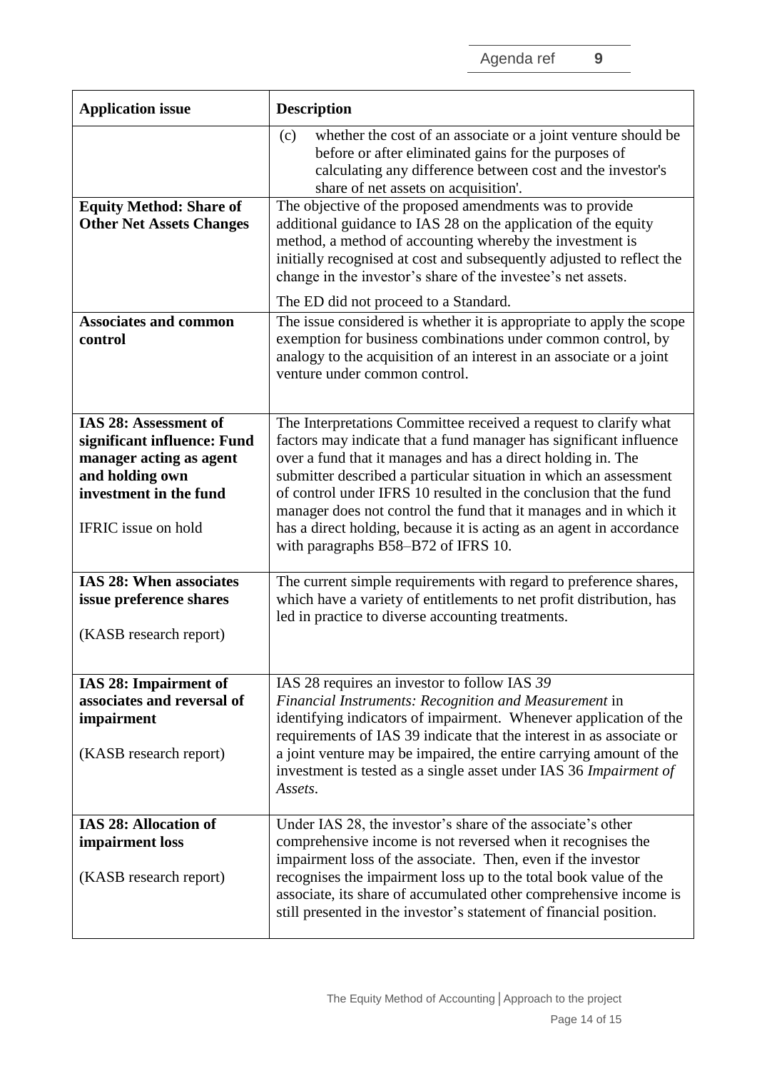| Application issue | Description |
|---|---|
| | (c) whether the cost of an associate or a joint venture should be before or after eliminated gains for the purposes of calculating any difference between cost and the investor's share of net assets on acquisition'. |
| **Equity Method: Share of Other Net Assets Changes** | The objective of the proposed amendments was to provide additional guidance to IAS 28 on the application of the equity method, a method of accounting whereby the investment is initially recognised at cost and subsequently adjusted to reflect the change in the investor's share of the investee's net assets.<br><br>The ED did not proceed to a Standard. |
| **Associates and common control** | The issue considered is whether it is appropriate to apply the scope exemption for business combinations under common control, by analogy to the acquisition of an interest in an associate or a joint venture under common control. |
| **IAS 28: Assessment of significant influence: Fund manager acting as agent and holding own investment in the fund**<br><br>IFRIC issue on hold | The Interpretations Committee received a request to clarify what factors may indicate that a fund manager has significant influence over a fund that it manages and has a direct holding in. The submitter described a particular situation in which an assessment of control under IFRS 10 resulted in the conclusion that the fund manager does not control the fund that it manages and in which it has a direct holding, because it is acting as an agent in accordance with paragraphs B58–B72 of IFRS 10. |
| **IAS 28: When associates issue preference shares**<br><br>(KASB research report) | The current simple requirements with regard to preference shares, which have a variety of entitlements to net profit distribution, has led in practice to diverse accounting treatments. |
| **IAS 28: Impairment of associates and reversal of impairment**<br><br>(KASB research report) | IAS 28 requires an investor to follow IAS *39 Financial Instruments: Recognition and Measurement* in identifying indicators of impairment. Whenever application of the requirements of IAS 39 indicate that the interest in as associate or a joint venture may be impaired, the entire carrying amount of the investment is tested as a single asset under IAS 36 *Impairment of Assets*. |
| **IAS 28: Allocation of impairment loss**<br><br>(KASB research report) | Under IAS 28, the investor's share of the associate's other comprehensive income is not reversed when it recognises the impairment loss of the associate. Then, even if the investor recognises the impairment loss up to the total book value of the associate, its share of accumulated other comprehensive income is still presented in the investor's statement of financial position. |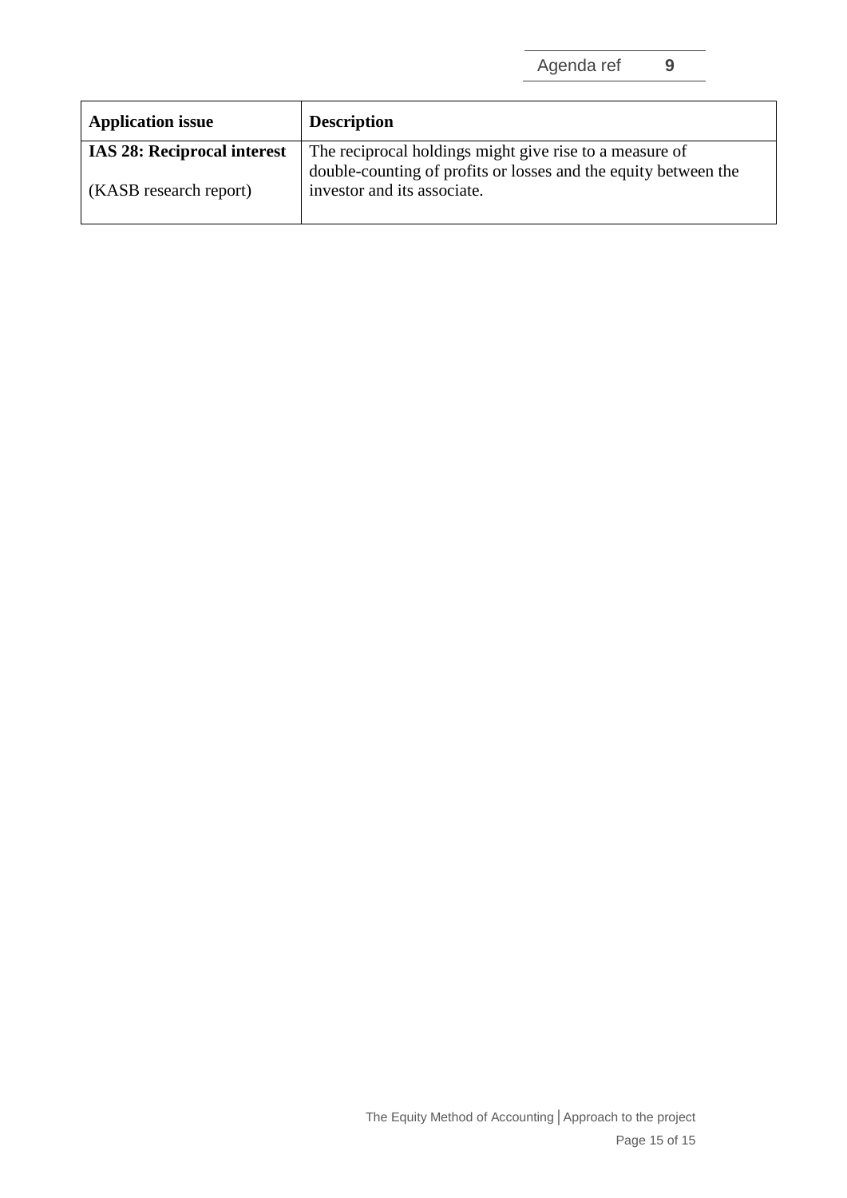| Application issue | Description |
| --- | --- |
| **IAS 28: Reciprocal interest**<br><br>(KASB research report) | The reciprocal holdings might give rise to a measure of double-counting of profits or losses and the equity between the investor and its associate. |